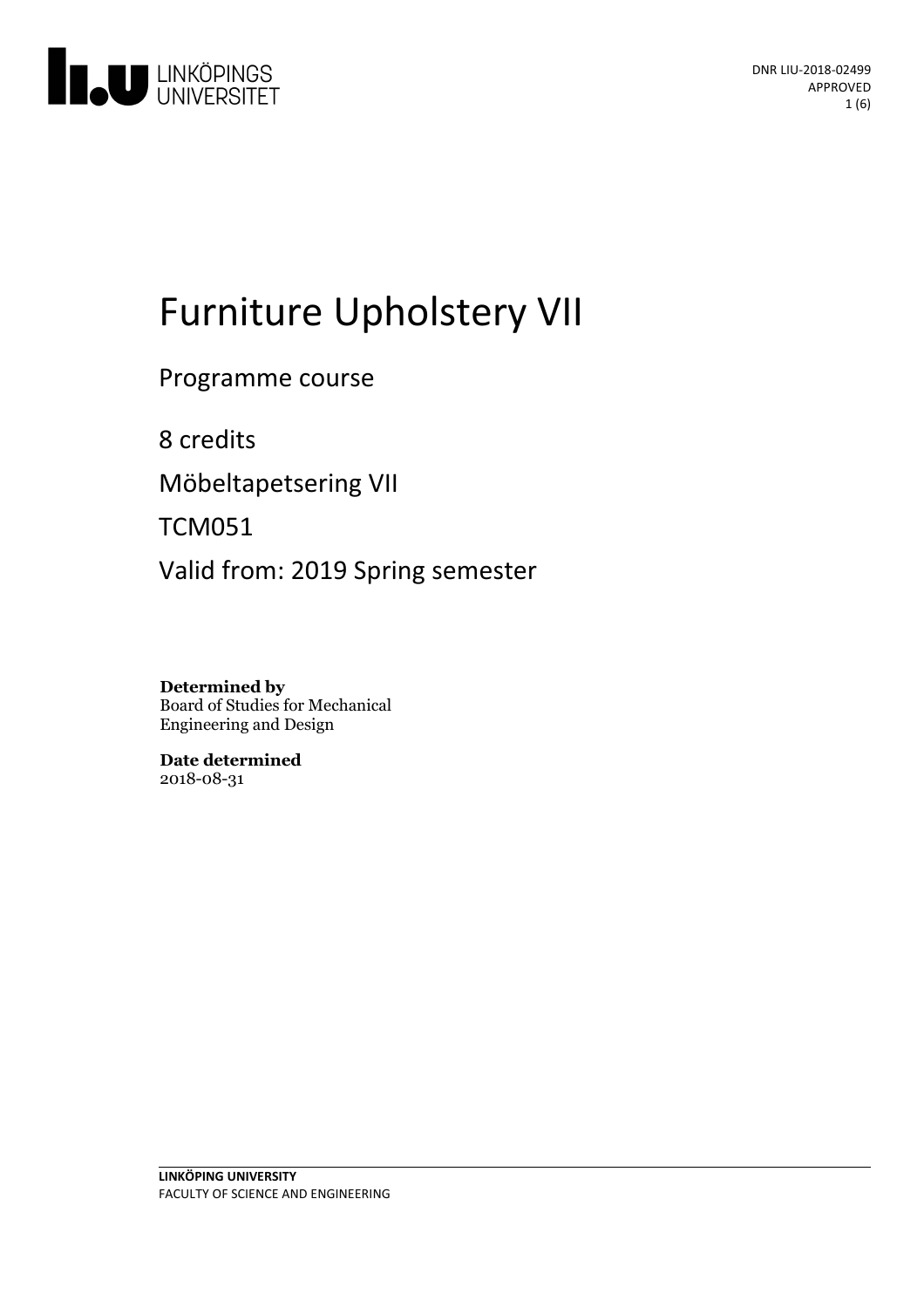DNR LIU-2018-02499
APPROVED

# Furniture Upholstery VII

Programme course

8 credits

Möbeltapetsering VII

TCM051

Valid from: 2019 Spring semester

**Determined by**
Board of Studies for Mechanical Engineering and Design

**Date determined**
2018-08-31

**LINKÖPING UNIVERSITY**
FACULTY OF SCIENCE AND ENGINEERING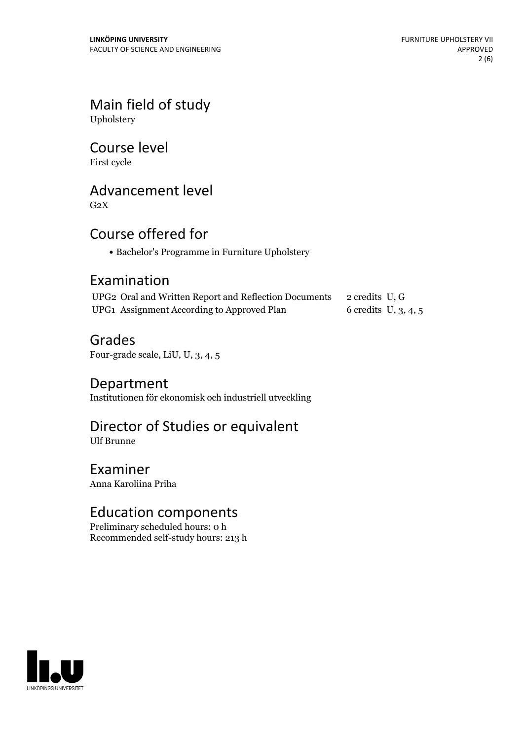## Main field of study

Upholstery

## Course level

First cycle

## Advancement level

G2X

## Course offered for

- Bachelor's Programme in Furniture Upholstery

## Examination

| | | |
|---|---|---|
| UPG2 Oral and Written Report and Reflection Documents | 2 credits | U, G |
| UPG1 Assignment According to Approved Plan | 6 credits | U, 3, 4, 5 |

## Grades

Four-grade scale, LiU, U, 3, 4, 5

## Department

Institutionen för ekonomisk och industriell utveckling

## Director of Studies or equivalent

Ulf Brunne

## Examiner

Anna Karoliina Priha

## Education components

Preliminary scheduled hours: 0 h
Recommended self-study hours: 213 h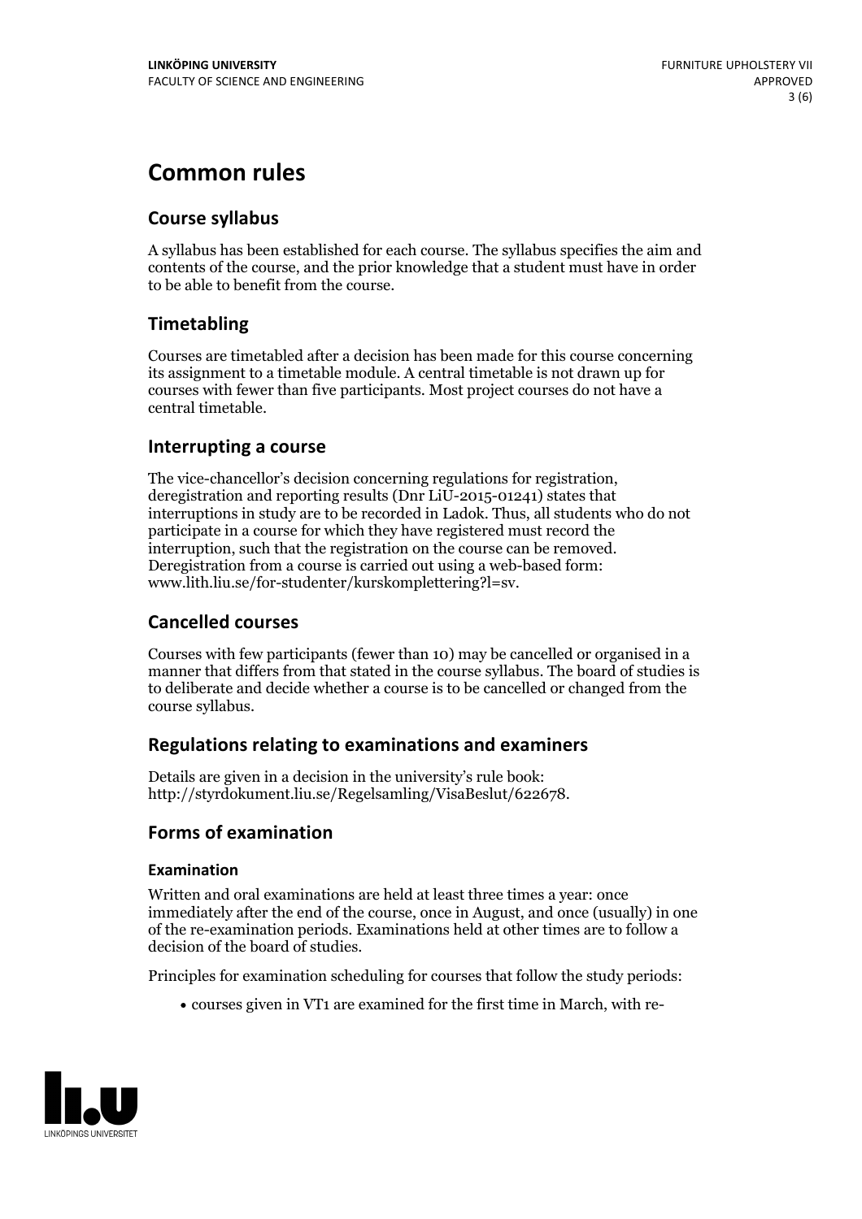# Common rules

## Course syllabus

A syllabus has been established for each course. The syllabus specifies the aim and contents of the course, and the prior knowledge that a student must have in order to be able to benefit from the course.

## Timetabling

Courses are timetabled after a decision has been made for this course concerning its assignment to a timetable module. A central timetable is not drawn up for courses with fewer than five participants. Most project courses do not have a central timetable.

## Interrupting a course

The vice-chancellor's decision concerning regulations for registration, deregistration and reporting results (Dnr LiU-2015-01241) states that interruptions in study are to be recorded in Ladok. Thus, all students who do not participate in a course for which they have registered must record the interruption, such that the registration on the course can be removed. Deregistration from a course is carried out using a web-based form: www.lith.liu.se/for-studenter/kurskomplettering?l=sv.

## Cancelled courses

Courses with few participants (fewer than 10) may be cancelled or organised in a manner that differs from that stated in the course syllabus. The board of studies is to deliberate and decide whether a course is to be cancelled or changed from the course syllabus.

## Regulations relating to examinations and examiners

Details are given in a decision in the university's rule book: http://styrdokument.liu.se/Regelsamling/VisaBeslut/622678.

## Forms of examination

### Examination

Written and oral examinations are held at least three times a year: once immediately after the end of the course, once in August, and once (usually) in one of the re-examination periods. Examinations held at other times are to follow a decision of the board of studies.

Principles for examination scheduling for courses that follow the study periods:

- courses given in VT1 are examined for the first time in March, with re-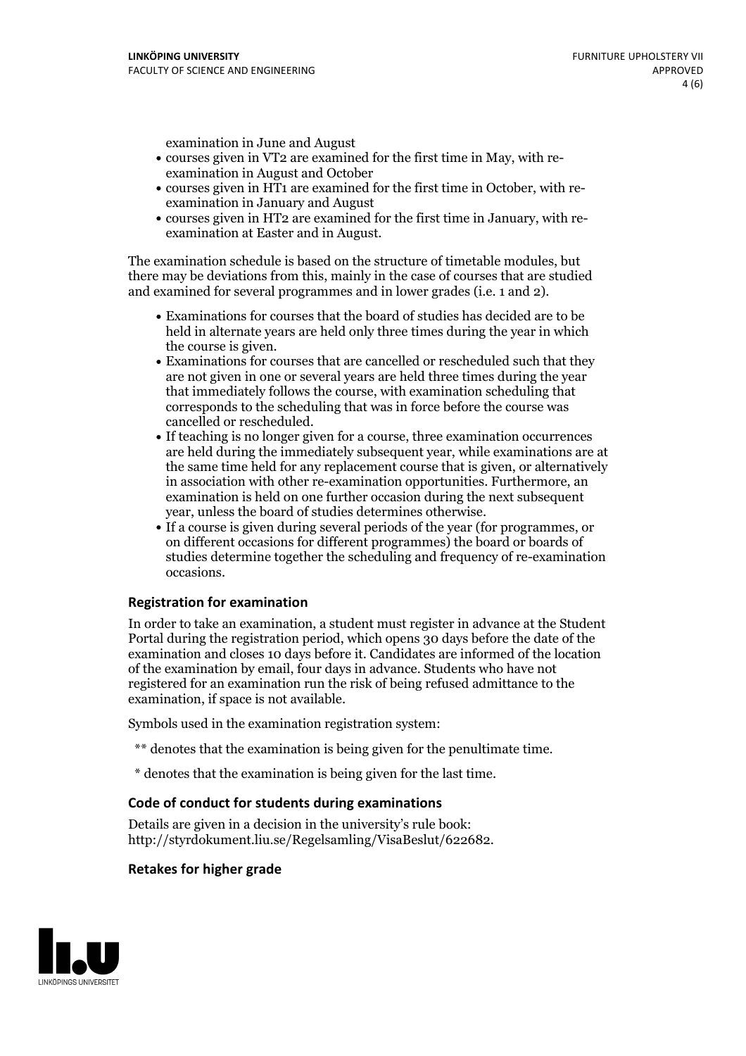examination in June and August

- courses given in VT2 are examined for the first time in May, with re-examination in August and October
- courses given in HT1 are examined for the first time in October, with re-examination in January and August
- courses given in HT2 are examined for the first time in January, with re-examination at Easter and in August.

The examination schedule is based on the structure of timetable modules, but there may be deviations from this, mainly in the case of courses that are studied and examined for several programmes and in lower grades (i.e. 1 and 2).

- Examinations for courses that the board of studies has decided are to be held in alternate years are held only three times during the year in which the course is given.
- Examinations for courses that are cancelled or rescheduled such that they are not given in one or several years are held three times during the year that immediately follows the course, with examination scheduling that corresponds to the scheduling that was in force before the course was cancelled or rescheduled.
- If teaching is no longer given for a course, three examination occurrences are held during the immediately subsequent year, while examinations are at the same time held for any replacement course that is given, or alternatively in association with other re-examination opportunities. Furthermore, an examination is held on one further occasion during the next subsequent year, unless the board of studies determines otherwise.
- If a course is given during several periods of the year (for programmes, or on different occasions for different programmes) the board or boards of studies determine together the scheduling and frequency of re-examination occasions.

### Registration for examination

In order to take an examination, a student must register in advance at the Student Portal during the registration period, which opens 30 days before the date of the examination and closes 10 days before it. Candidates are informed of the location of the examination by email, four days in advance. Students who have not registered for an examination run the risk of being refused admittance to the examination, if space is not available.

Symbols used in the examination registration system:

** denotes that the examination is being given for the penultimate time.

* denotes that the examination is being given for the last time.

### Code of conduct for students during examinations

Details are given in a decision in the university's rule book: http://styrdokument.liu.se/Regelsamling/VisaBeslut/622682.

### Retakes for higher grade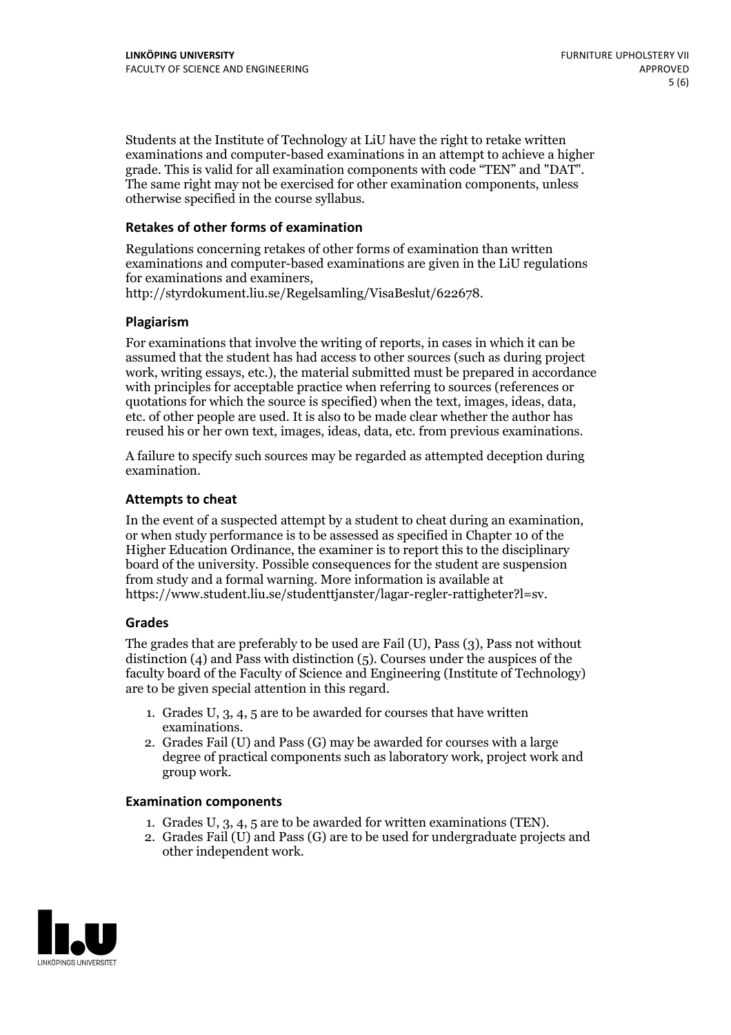Students at the Institute of Technology at LiU have the right to retake written examinations and computer-based examinations in an attempt to achieve a higher grade. This is valid for all examination components with code "TEN" and "DAT". The same right may not be exercised for other examination components, unless otherwise specified in the course syllabus.

### Retakes of other forms of examination

Regulations concerning retakes of other forms of examination than written examinations and computer-based examinations are given in the LiU regulations for examinations and examiners, http://styrdokument.liu.se/Regelsamling/VisaBeslut/622678.

### Plagiarism

For examinations that involve the writing of reports, in cases in which it can be assumed that the student has had access to other sources (such as during project work, writing essays, etc.), the material submitted must be prepared in accordance with principles for acceptable practice when referring to sources (references or quotations for which the source is specified) when the text, images, ideas, data, etc. of other people are used. It is also to be made clear whether the author has reused his or her own text, images, ideas, data, etc. from previous examinations.

A failure to specify such sources may be regarded as attempted deception during examination.

### Attempts to cheat

In the event of a suspected attempt by a student to cheat during an examination, or when study performance is to be assessed as specified in Chapter 10 of the Higher Education Ordinance, the examiner is to report this to the disciplinary board of the university. Possible consequences for the student are suspension from study and a formal warning. More information is available at https://www.student.liu.se/studenttjanster/lagar-regler-rattigheter?l=sv.

### Grades

The grades that are preferably to be used are Fail (U), Pass (3), Pass not without distinction (4) and Pass with distinction (5). Courses under the auspices of the faculty board of the Faculty of Science and Engineering (Institute of Technology) are to be given special attention in this regard.

1. Grades U, 3, 4, 5 are to be awarded for courses that have written examinations.
2. Grades Fail (U) and Pass (G) may be awarded for courses with a large degree of practical components such as laboratory work, project work and group work.

### Examination components

1. Grades U, 3, 4, 5 are to be awarded for written examinations (TEN).
2. Grades Fail (U) and Pass (G) are to be used for undergraduate projects and other independent work.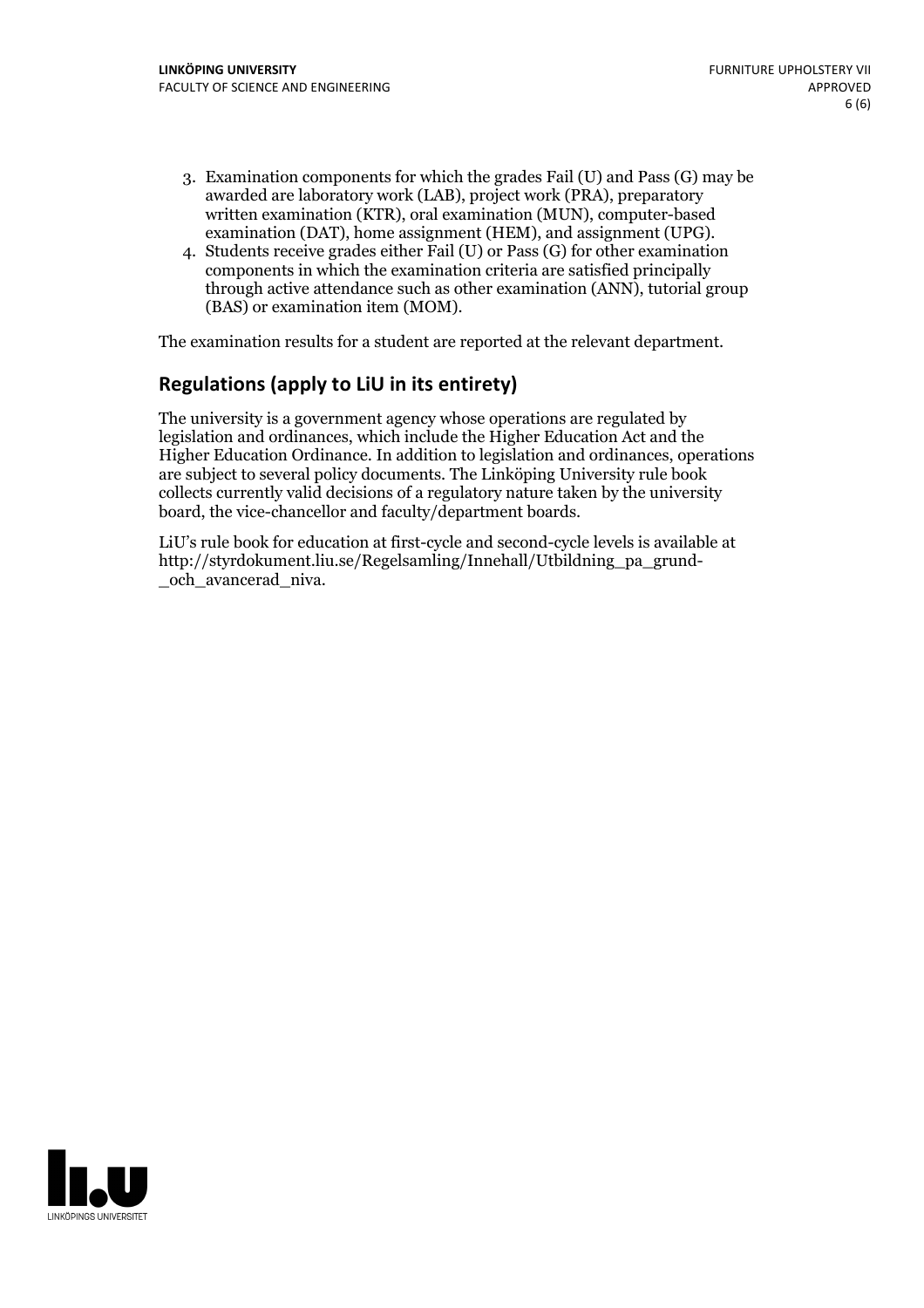3. Examination components for which the grades Fail (U) and Pass (G) may be awarded are laboratory work (LAB), project work (PRA), preparatory written examination (KTR), oral examination (MUN), computer-based examination (DAT), home assignment (HEM), and assignment (UPG).
4. Students receive grades either Fail (U) or Pass (G) for other examination components in which the examination criteria are satisfied principally through active attendance such as other examination (ANN), tutorial group (BAS) or examination item (MOM).

The examination results for a student are reported at the relevant department.

## Regulations (apply to LiU in its entirety)

The university is a government agency whose operations are regulated by legislation and ordinances, which include the Higher Education Act and the Higher Education Ordinance. In addition to legislation and ordinances, operations are subject to several policy documents. The Linköping University rule book collects currently valid decisions of a regulatory nature taken by the university board, the vice-chancellor and faculty/department boards.

LiU's rule book for education at first-cycle and second-cycle levels is available at http://styrdokument.liu.se/Regelsamling/Innehall/Utbildning_pa_grund-_och_avancerad_niva.